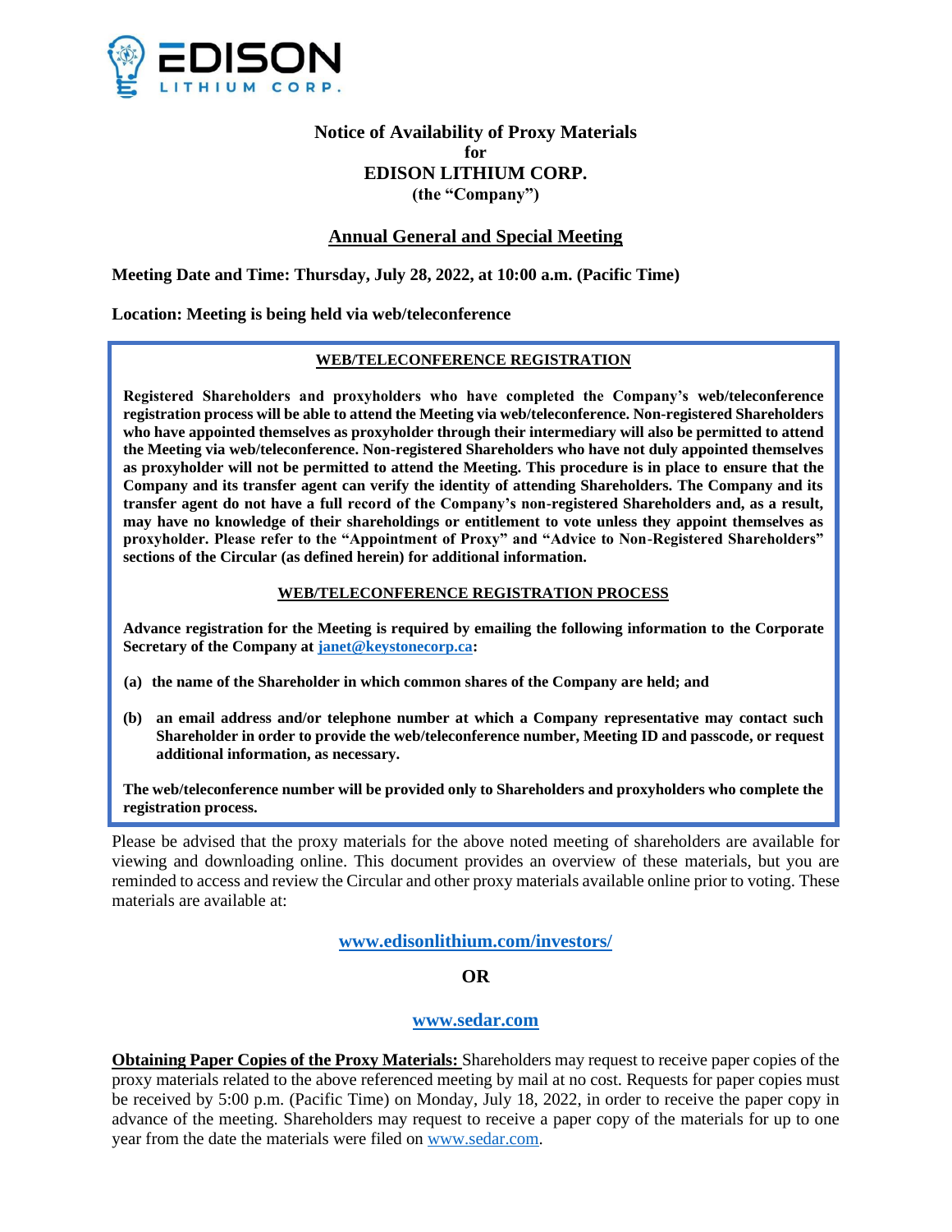# Notice of Availability of Proxy Materials
**for**
# EDISON LITHIUM CORP.
**(the "Company")**

## Annual General and Special Meeting

**Meeting Date and Time: Thursday, July 28, 2022, at 10:00 a.m. (Pacific Time)**

**Location: Meeting is being held via web/teleconference**

### WEB/TELECONFERENCE REGISTRATION

**Registered Shareholders and proxyholders who have completed the Company's web/teleconference registration process will be able to attend the Meeting via web/teleconference. Non-registered Shareholders who have appointed themselves as proxyholder through their intermediary will also be permitted to attend the Meeting via web/teleconference. Non-registered Shareholders who have not duly appointed themselves as proxyholder will not be permitted to attend the Meeting. This procedure is in place to ensure that the Company and its transfer agent can verify the identity of attending Shareholders. The Company and its transfer agent do not have a full record of the Company's non-registered Shareholders and, as a result, may have no knowledge of their shareholdings or entitlement to vote unless they appoint themselves as proxyholder. Please refer to the "Appointment of Proxy" and "Advice to Non-Registered Shareholders" sections of the Circular (as defined herein) for additional information.**

### WEB/TELECONFERENCE REGISTRATION PROCESS

**Advance registration for the Meeting is required by emailing the following information to the Corporate Secretary of the Company at janet@keystonecorp.ca:**

**(a) the name of the Shareholder in which common shares of the Company are held; and**

**(b) an email address and/or telephone number at which a Company representative may contact such Shareholder in order to provide the web/teleconference number, Meeting ID and passcode, or request additional information, as necessary.**

**The web/teleconference number will be provided only to Shareholders and proxyholders who complete the registration process.**

Please be advised that the proxy materials for the above noted meeting of shareholders are available for viewing and downloading online. This document provides an overview of these materials, but you are reminded to access and review the Circular and other proxy materials available online prior to voting. These materials are available at:

**www.edisonlithium.com/investors/**

**OR**

**www.sedar.com**

**Obtaining Paper Copies of the Proxy Materials:** Shareholders may request to receive paper copies of the proxy materials related to the above referenced meeting by mail at no cost. Requests for paper copies must be received by 5:00 p.m. (Pacific Time) on Monday, July 18, 2022, in order to receive the paper copy in advance of the meeting. Shareholders may request to receive a paper copy of the materials for up to one year from the date the materials were filed on www.sedar.com.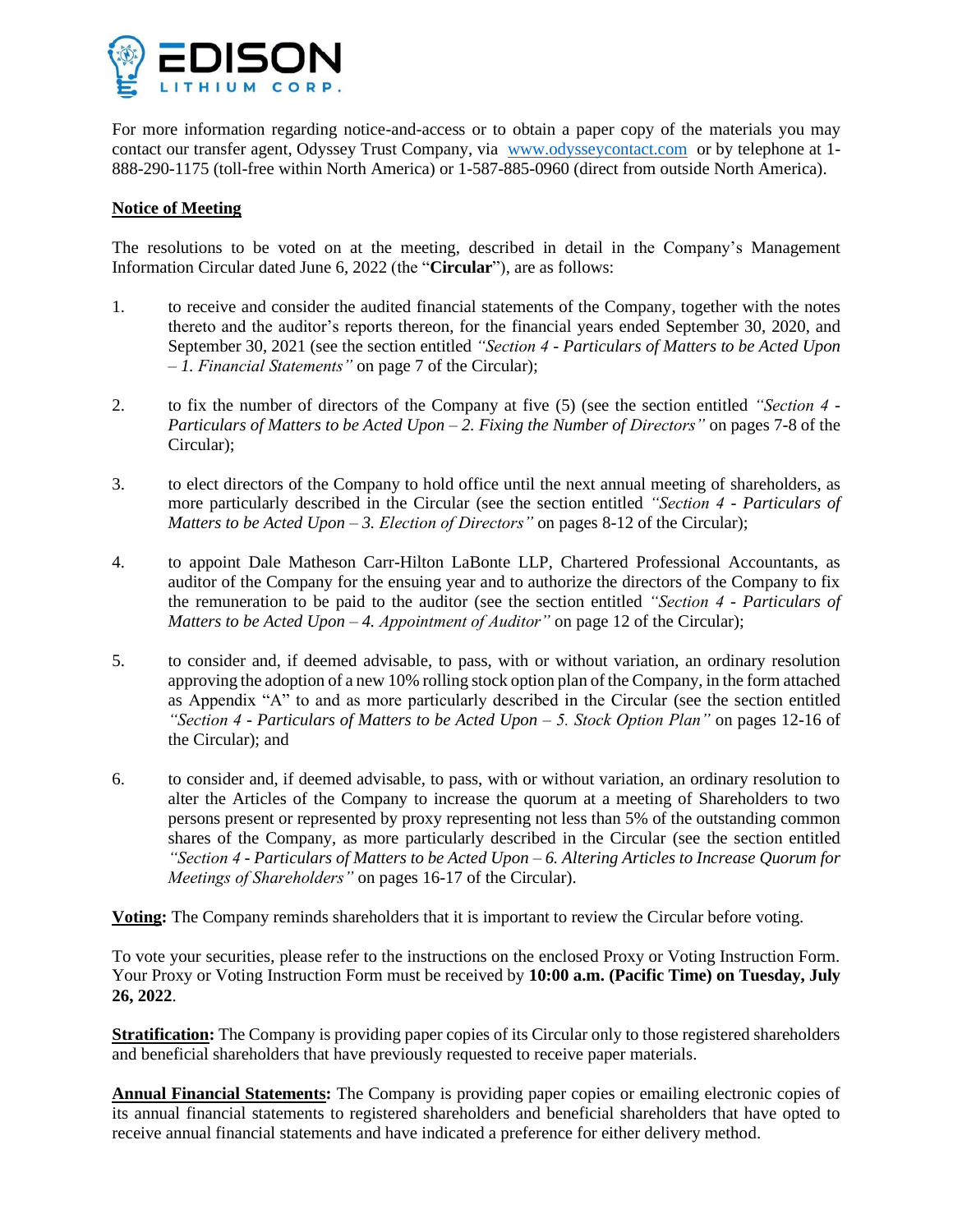For more information regarding notice-and-access or to obtain a paper copy of the materials you may contact our transfer agent, Odyssey Trust Company, via www.odysseycontact.com or by telephone at 1-888-290-1175 (toll-free within North America) or 1-587-885-0960 (direct from outside North America).

**Notice of Meeting**

The resolutions to be voted on at the meeting, described in detail in the Company's Management Information Circular dated June 6, 2022 (the "**Circular**"), are as follows:

1. to receive and consider the audited financial statements of the Company, together with the notes thereto and the auditor's reports thereon, for the financial years ended September 30, 2020, and September 30, 2021 (see the section entitled *"Section 4 - Particulars of Matters to be Acted Upon – 1. Financial Statements"* on page 7 of the Circular);

2. to fix the number of directors of the Company at five (5) (see the section entitled *"Section 4 - Particulars of Matters to be Acted Upon – 2. Fixing the Number of Directors"* on pages 7-8 of the Circular);

3. to elect directors of the Company to hold office until the next annual meeting of shareholders, as more particularly described in the Circular (see the section entitled *"Section 4 - Particulars of Matters to be Acted Upon – 3. Election of Directors"* on pages 8-12 of the Circular);

4. to appoint Dale Matheson Carr-Hilton LaBonte LLP, Chartered Professional Accountants, as auditor of the Company for the ensuing year and to authorize the directors of the Company to fix the remuneration to be paid to the auditor (see the section entitled *"Section 4 - Particulars of Matters to be Acted Upon – 4. Appointment of Auditor"* on page 12 of the Circular);

5. to consider and, if deemed advisable, to pass, with or without variation, an ordinary resolution approving the adoption of a new 10% rolling stock option plan of the Company, in the form attached as Appendix "A" to and as more particularly described in the Circular (see the section entitled *"Section 4 - Particulars of Matters to be Acted Upon – 5. Stock Option Plan"* on pages 12-16 of the Circular); and

6. to consider and, if deemed advisable, to pass, with or without variation, an ordinary resolution to alter the Articles of the Company to increase the quorum at a meeting of Shareholders to two persons present or represented by proxy representing not less than 5% of the outstanding common shares of the Company, as more particularly described in the Circular (see the section entitled *"Section 4 - Particulars of Matters to be Acted Upon – 6. Altering Articles to Increase Quorum for Meetings of Shareholders"* on pages 16-17 of the Circular).

**Voting:** The Company reminds shareholders that it is important to review the Circular before voting.

To vote your securities, please refer to the instructions on the enclosed Proxy or Voting Instruction Form. Your Proxy or Voting Instruction Form must be received by **10:00 a.m. (Pacific Time) on Tuesday, July 26, 2022**.

**Stratification:** The Company is providing paper copies of its Circular only to those registered shareholders and beneficial shareholders that have previously requested to receive paper materials.

**Annual Financial Statements:** The Company is providing paper copies or emailing electronic copies of its annual financial statements to registered shareholders and beneficial shareholders that have opted to receive annual financial statements and have indicated a preference for either delivery method.